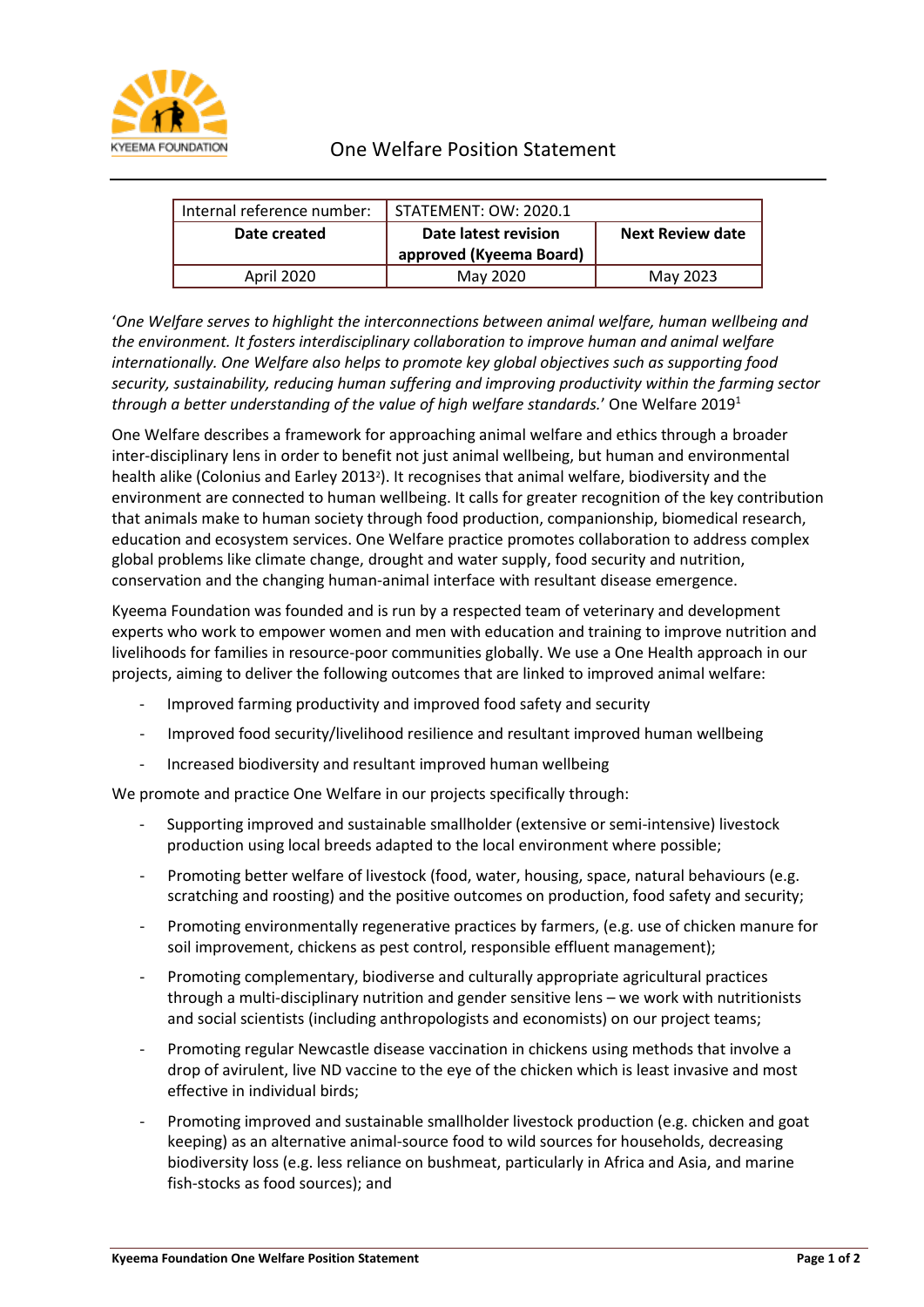# One Welfare Position Statement

| Internal reference number: | STATEMENT: OW: 2020.1 | |
|---|---|---|
| **Date created** | **Date latest revision approved (Kyeema Board)** | **Next Review date** |
| April 2020 | May 2020 | May 2023 |

'*One Welfare serves to highlight the interconnections between animal welfare, human wellbeing and the environment. It fosters interdisciplinary collaboration to improve human and animal welfare internationally. One Welfare also helps to promote key global objectives such as supporting food security, sustainability, reducing human suffering and improving productivity within the farming sector through a better understanding of the value of high welfare standards.*' One Welfare 2019[1]

One Welfare describes a framework for approaching animal welfare and ethics through a broader inter-disciplinary lens in order to benefit not just animal wellbeing, but human and environmental health alike (Colonius and Earley 2013[2]). It recognises that animal welfare, biodiversity and the environment are connected to human wellbeing. It calls for greater recognition of the key contribution that animals make to human society through food production, companionship, biomedical research, education and ecosystem services. One Welfare practice promotes collaboration to address complex global problems like climate change, drought and water supply, food security and nutrition, conservation and the changing human-animal interface with resultant disease emergence.

Kyeema Foundation was founded and is run by a respected team of veterinary and development experts who work to empower women and men with education and training to improve nutrition and livelihoods for families in resource-poor communities globally. We use a One Health approach in our projects, aiming to deliver the following outcomes that are linked to improved animal welfare:

- Improved farming productivity and improved food safety and security
- Improved food security/livelihood resilience and resultant improved human wellbeing
- Increased biodiversity and resultant improved human wellbeing

We promote and practice One Welfare in our projects specifically through:

- Supporting improved and sustainable smallholder (extensive or semi-intensive) livestock production using local breeds adapted to the local environment where possible;
- Promoting better welfare of livestock (food, water, housing, space, natural behaviours (e.g. scratching and roosting) and the positive outcomes on production, food safety and security;
- Promoting environmentally regenerative practices by farmers, (e.g. use of chicken manure for soil improvement, chickens as pest control, responsible effluent management);
- Promoting complementary, biodiverse and culturally appropriate agricultural practices through a multi-disciplinary nutrition and gender sensitive lens – we work with nutritionists and social scientists (including anthropologists and economists) on our project teams;
- Promoting regular Newcastle disease vaccination in chickens using methods that involve a drop of avirulent, live ND vaccine to the eye of the chicken which is least invasive and most effective in individual birds;
- Promoting improved and sustainable smallholder livestock production (e.g. chicken and goat keeping) as an alternative animal-source food to wild sources for households, decreasing biodiversity loss (e.g. less reliance on bushmeat, particularly in Africa and Asia, and marine fish-stocks as food sources); and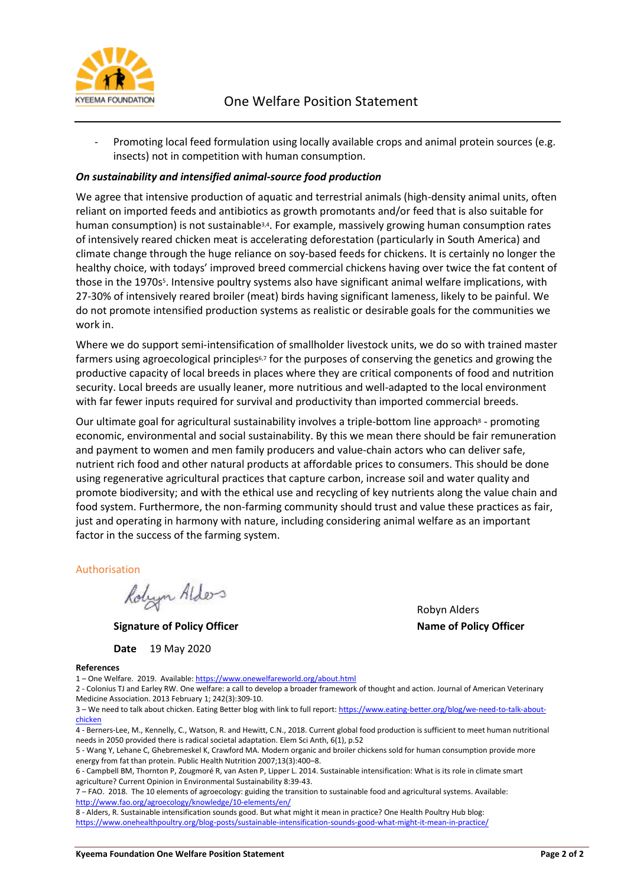- Promoting local feed formulation using locally available crops and animal protein sources (e.g. insects) not in competition with human consumption.

***On sustainability and intensified animal-source food production***

We agree that intensive production of aquatic and terrestrial animals (high-density animal units, often reliant on imported feeds and antibiotics as growth promotants and/or feed that is also suitable for human consumption) is not sustainable[3,4]. For example, massively growing human consumption rates of intensively reared chicken meat is accelerating deforestation (particularly in South America) and climate change through the huge reliance on soy-based feeds for chickens. It is certainly no longer the healthy choice, with todays' improved breed commercial chickens having over twice the fat content of those in the 1970s[5]. Intensive poultry systems also have significant animal welfare implications, with 27-30% of intensively reared broiler (meat) birds having significant lameness, likely to be painful. We do not promote intensified production systems as realistic or desirable goals for the communities we work in.

Where we do support semi-intensification of smallholder livestock units, we do so with trained master farmers using agroecological principles[6,7] for the purposes of conserving the genetics and growing the productive capacity of local breeds in places where they are critical components of food and nutrition security. Local breeds are usually leaner, more nutritious and well-adapted to the local environment with far fewer inputs required for survival and productivity than imported commercial breeds.

Our ultimate goal for agricultural sustainability involves a triple-bottom line approach[8] - promoting economic, environmental and social sustainability. By this we mean there should be fair remuneration and payment to women and men family producers and value-chain actors who can deliver safe, nutrient rich food and other natural products at affordable prices to consumers. This should be done using regenerative agricultural practices that capture carbon, increase soil and water quality and promote biodiversity; and with the ethical use and recycling of key nutrients along the value chain and food system. Furthermore, the non-farming community should trust and value these practices as fair, just and operating in harmony with nature, including considering animal welfare as an important factor in the success of the farming system.

## Authorisation

Robyn Alders

**Signature of Policy Officer**

Robyn Alders

**Name of Policy Officer**

**Date** 19 May 2020

**References**

1 – One Welfare. 2019. Available: https://www.onewelfareworld.org/about.html

2 - Colonius TJ and Earley RW. One welfare: a call to develop a broader framework of thought and action. Journal of American Veterinary Medicine Association. 2013 February 1; 242(3):309-10.

3 – We need to talk about chicken. Eating Better blog with link to full report: https://www.eating-better.org/blog/we-need-to-talk-about-chicken

4 - Berners-Lee, M., Kennelly, C., Watson, R. and Hewitt, C.N., 2018. Current global food production is sufficient to meet human nutritional needs in 2050 provided there is radical societal adaptation. Elem Sci Anth, 6(1), p.52

5 - Wang Y, Lehane C, Ghebremeskel K, Crawford MA. Modern organic and broiler chickens sold for human consumption provide more energy from fat than protein. Public Health Nutrition 2007;13(3):400–8.

6 - Campbell BM, Thornton P, Zougmoré R, van Asten P, Lipper L. 2014. Sustainable intensification: What is its role in climate smart agriculture? Current Opinion in Environmental Sustainability 8:39-43.

7 – FAO. 2018. The 10 elements of agroecology: guiding the transition to sustainable food and agricultural systems. Available: http://www.fao.org/agroecology/knowledge/10-elements/en/

8 - Alders, R. Sustainable intensification sounds good. But what might it mean in practice? One Health Poultry Hub blog: https://www.onehealthpoultry.org/blog-posts/sustainable-intensification-sounds-good-what-might-it-mean-in-practice/